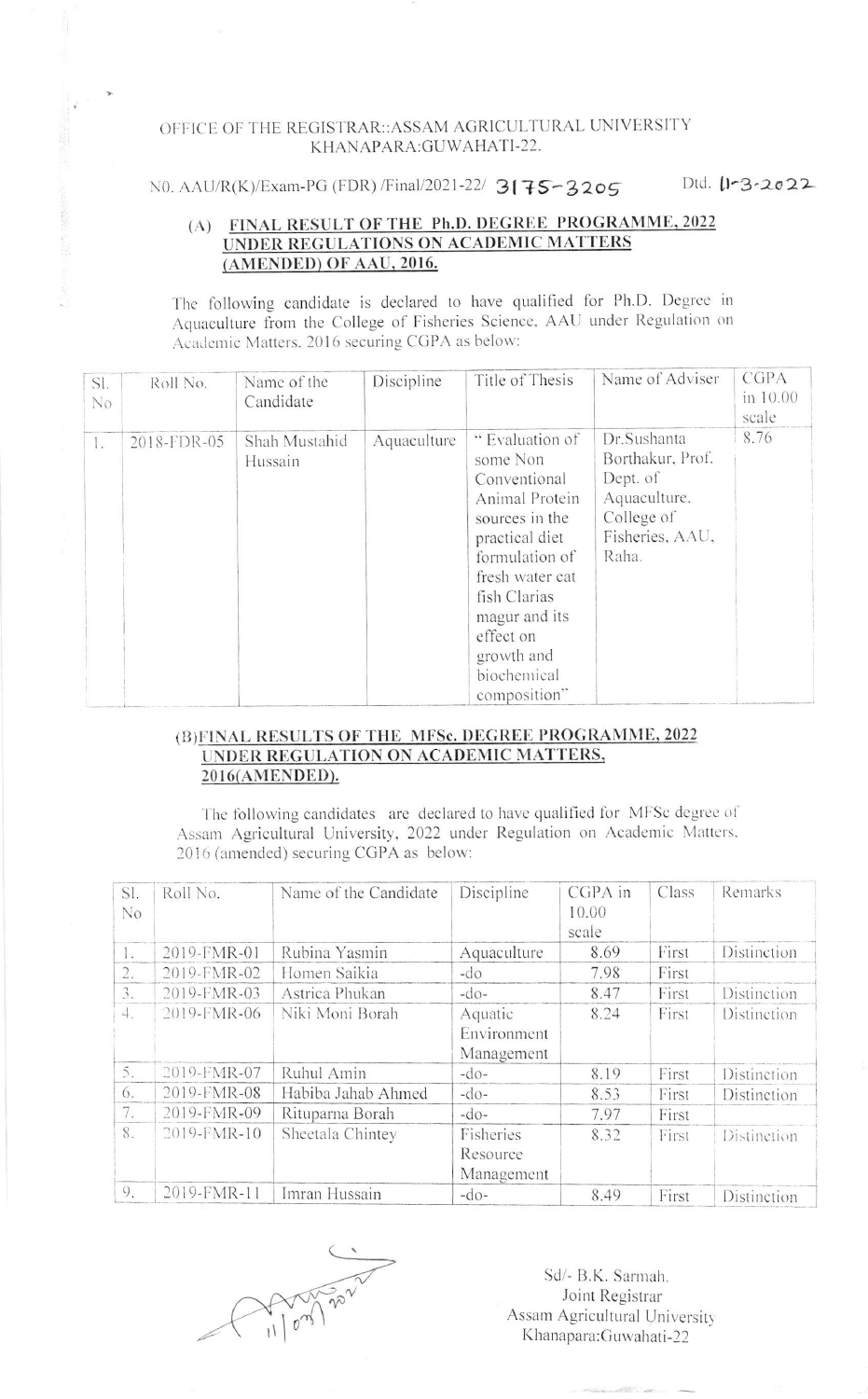OFFICE OF THE REGISTRAR::ASSAM AGRICULTURAL UNIVERSITY
KHANAPARA:GUWAHATI-22.

N0. AAU/R(K)/Exam-PG (FDR) /Final/2021-22/ 3175-3205 Dtd. 11-3-2022

## (A) FINAL RESULT OF THE Ph.D. DEGREE PROGRAMME, 2022 UNDER REGULATIONS ON ACADEMIC MATTERS (AMENDED) OF AAU, 2016.

The following candidate is declared to have qualified for Ph.D. Degree in Aquaculture from the College of Fisheries Science, AAU under Regulation on Academic Matters, 2016 securing CGPA as below:

| Sl. No | Roll No. | Name of the Candidate | Discipline | Title of Thesis | Name of Adviser | CGPA in 10.00 scale |
|---|---|---|---|---|---|---|
| 1. | 2018-FDR-05 | Shah Mustahid Hussain | Aquaculture | " Evaluation of some Non Conventional Animal Protein sources in the practical diet formulation of fresh water cat fish Clarias magur and its effect on growth and biochemical composition" | Dr.Sushanta Borthakur, Prof. Dept. of Aquaculture, College of Fisheries, AAU, Raha. | 8.76 |

## (B)FINAL RESULTS OF THE MFSc. DEGREE PROGRAMME, 2022 UNDER REGULATION ON ACADEMIC MATTERS, 2016(AMENDED).

The following candidates are declared to have qualified for MFSc degree of Assam Agricultural University, 2022 under Regulation on Academic Matters, 2016 (amended) securing CGPA as below:

| Sl. No | Roll No. | Name of the Candidate | Discipline | CGPA in 10.00 scale | Class | Remarks |
|---|---|---|---|---|---|---|
| 1. | 2019-FMR-01 | Rubina Yasmin | Aquaculture | 8.69 | First | Distinction |
| 2. | 2019-FMR-02 | Homen Saikia | -do | 7.98 | First | |
| 3. | 2019-FMR-03 | Astrica Phukan | -do- | 8.47 | First | Distinction |
| 4. | 2019-FMR-06 | Niki Moni Borah | Aquatic Environment Management | 8.24 | First | Distinction |
| 5. | 2019-FMR-07 | Ruhul Amin | -do- | 8.19 | First | Distinction |
| 6. | 2019-FMR-08 | Habiba Jahab Ahmed | -do- | 8.53 | First | Distinction |
| 7. | 2019-FMR-09 | Rituparna Borah | -do- | 7.97 | First | |
| 8. | 2019-FMR-10 | Sheetala Chintey | Fisheries Resource Management | 8.32 | First | Distinction |
| 9. | 2019-FMR-11 | Imran Hussain | -do- | 8.49 | First | Distinction |

11/03/2022

Sd/- B.K. Sarmah.
Joint Registrar
Assam Agricultural University
Khanapara:Guwahati-22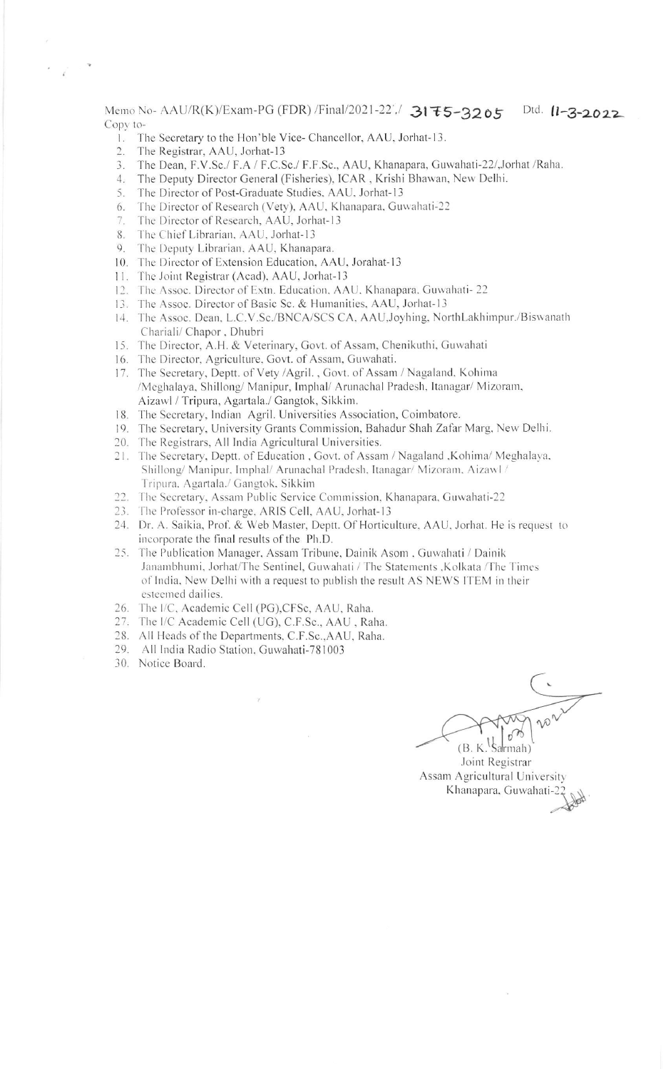Memo No- AAU/R(K)/Exam-PG (FDR) /Final/2021-22./ 3175-3205 Dtd. 11-3-2022

Copy to-

1. The Secretary to the Hon'ble Vice- Chancellor, AAU, Jorhat-13.
2. The Registrar, AAU, Jorhat-13
3. The Dean, F.V.Sc./ F.A / F.C.Sc./ F.F.Sc., AAU, Khanapara, Guwahati-22/,Jorhat /Raha.
4. The Deputy Director General (Fisheries), ICAR , Krishi Bhawan, New Delhi.
5. The Director of Post-Graduate Studies, AAU, Jorhat-13
6. The Director of Research (Vety), AAU, Khanapara, Guwahati-22
7. The Director of Research, AAU, Jorhat-13
8. The Chief Librarian, AAU, Jorhat-13
9. The Deputy Librarian, AAU, Khanapara.
10. The Director of Extension Education, AAU, Jorahat-13
11. The Joint Registrar (Acad), AAU, Jorhat-13
12. The Assoc. Director of Extn. Education, AAU, Khanapara, Guwahati- 22
13. The Assoc. Director of Basic Sc. & Humanities, AAU, Jorhat-13
14. The Assoc. Dean, L.C.V.Sc./BNCA/SCS CA, AAU,Joyhing, NorthLakhimpur./Biswanath Chariali/ Chapor , Dhubri
15. The Director, A.H. & Veterinary, Govt. of Assam, Chenikuthi, Guwahati
16. The Director, Agriculture, Govt. of Assam, Guwahati.
17. The Secretary, Deptt. of Vety /Agril. , Govt. of Assam / Nagaland, Kohima /Meghalaya, Shillong/ Manipur, Imphal/ Arunachal Pradesh, Itanagar/ Mizoram, Aizawl / Tripura, Agartala./ Gangtok, Sikkim.
18. The Secretary, Indian Agril. Universities Association, Coimbatore.
19. The Secretary, University Grants Commission, Bahadur Shah Zafar Marg, New Delhi.
20. The Registrars, All India Agricultural Universities.
21. The Secretary, Deptt. of Education , Govt. of Assam / Nagaland ,Kohima/ Meghalaya, Shillong/ Manipur, Imphal/ Arunachal Pradesh, Itanagar/ Mizoram, Aizawl / Tripura, Agartala./ Gangtok, Sikkim
22. The Secretary, Assam Public Service Commission, Khanapara, Guwahati-22
23. The Professor in-charge, ARIS Cell, AAU, Jorhat-13
24. Dr. A. Saikia, Prof. & Web Master, Deptt. Of Horticulture, AAU, Jorhat. He is request to incorporate the final results of the Ph.D.
25. The Publication Manager, Assam Tribune, Dainik Asom , Guwahati / Dainik Janambhumi, Jorhat/The Sentinel, Guwahati / The Statements ,Kolkata /The Times of India, New Delhi with a request to publish the result AS NEWS ITEM in their esteemed dailies.
26. The I/C, Academic Cell (PG),CFSc, AAU, Raha.
27. The I/C Academic Cell (UG), C.F.Sc., AAU , Raha.
28. All Heads of the Departments, C.F.Sc.,AAU, Raha.
29. All India Radio Station, Guwahati-781003
30. Notice Board.

(B. K. Sarmah)
Joint Registrar
Assam Agricultural University
Khanapara, Guwahati-22